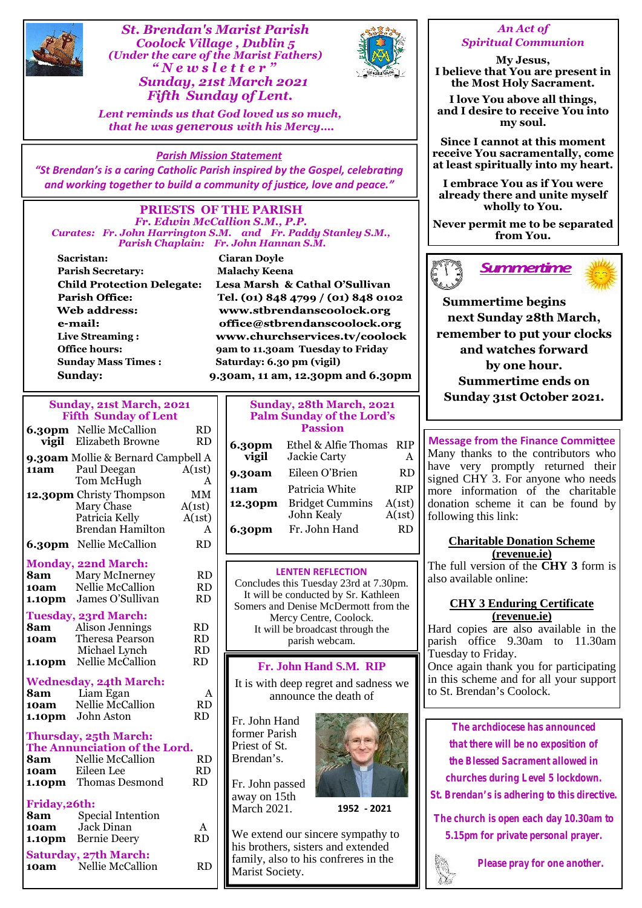# St. Brendan's Marist Parish

**Coolock Village, Dublin 5**
*(Under the care of the Marist Fathers)*
**"Newsletter"**
**Sunday, 21st March 2021**
**Fifth Sunday of Lent.**

*Lent reminds us that God loved us so much, that he was generous with his Mercy….*

## Parish Mission Statement

*"St Brendan's is a caring Catholic Parish inspired by the Gospel, celebrating and working together to build a community of justice, love and peace."*

## PRIESTS OF THE PARISH

*Fr. Edwin McCallion S.M., P.P.*
*Curates: Fr. John Harrington S.M. and Fr. Paddy Stanley S.M.,*
*Parish Chaplain: Fr. John Hannan S.M.*

| | |
|---|---|
| **Sacristan:** | **Ciaran Doyle** |
| **Parish Secretary:** | **Malachy Keena** |
| **Child Protection Delegate:** | **Lesa Marsh & Cathal O'Sullivan** |
| **Parish Office:** | **Tel. (01) 848 4799 / (01) 848 0102** |
| **Web address:** | **www.stbrendanscoolock.org** |
| **e-mail:** | **office@stbrendanscoolock.org** |
| **Live Streaming :** | **www.churchservices.tv/coolock** |
| **Office hours:** | **9am to 11.30am Tuesday to Friday** |
| **Sunday Mass Times :** | **Saturday: 6.30 pm (vigil)** |
| **Sunday:** | **9.30am, 11 am, 12.30pm and 6.30pm** |

### Sunday, 21st March, 2021 — Fifth Sunday of Lent

| | | |
|---|---|---|
| **6.30pm vigil** | Nellie McCallion | RD |
| | Elizabeth Browne | RD |
| **9.30am** | Mollie & Bernard Campbell | A |
| **11am** | Paul Deegan | A(1st) |
| | Tom McHugh | A |
| **12.30pm** | Christy Thompson | MM |
| | Mary Chase | A(1st) |
| | Patricia Kelly | A(1st) |
| | Brendan Hamilton | A |
| **6.30pm** | Nellie McCallion | RD |

**Monday, 22nd March:**

| | | |
|---|---|---|
| **8am** | Mary McInerney | RD |
| **10am** | Nellie McCallion | RD |
| **1.10pm** | James O'Sullivan | RD |

**Tuesday, 23rd March:**

| | | |
|---|---|---|
| **8am** | Alison Jennings | RD |
| **10am** | Theresa Pearson | RD |
| | Michael Lynch | RD |
| **1.10pm** | Nellie McCallion | RD |

**Wednesday, 24th March:**

| | | |
|---|---|---|
| **8am** | Liam Egan | A |
| **10am** | Nellie McCallion | RD |
| **1.10pm** | John Aston | RD |

**Thursday, 25th March: The Annunciation of the Lord.**

| | | |
|---|---|---|
| **8am** | Nellie McCallion | RD |
| **10am** | Eileen Lee | RD |
| **1.10pm** | Thomas Desmond | RD |

**Friday, 26th:**

| | | |
|---|---|---|
| **8am** | Special Intention | |
| **10am** | Jack Dinan | A |
| **1.10pm** | Bernie Deery | RD |

**Saturday, 27th March:**

| | | |
|---|---|---|
| **10am** | Nellie McCallion | RD |

### Sunday, 28th March, 2021 — Palm Sunday of the Lord's Passion

| | | |
|---|---|---|
| **6.30pm vigil** | Ethel & Alfie Thomas | RIP |
| | Jackie Carty | A |
| **9.30am** | Eileen O'Brien | RD |
| **11am** | Patricia White | RIP |
| **12.30pm** | Bridget Cummins | A(1st) |
| | John Kealy | A(1st) |
| **6.30pm** | Fr. John Hand | RD |

## LENTEN REFLECTION

Concludes this Tuesday 23rd at 7.30pm. It will be conducted by Sr. Kathleen Somers and Denise McDermott from the Mercy Centre, Coolock. It will be broadcast through the parish webcam.

## Fr. John Hand S.M. RIP

It is with deep regret and sadness we announce the death of

Fr. John Hand former Parish Priest of St. Brendan's.

Fr. John passed away on 15th March 2021.

**1952 - 2021**

We extend our sincere sympathy to his brothers, sisters and extended family, also to his confreres in the Marist Society.

## An Act of Spiritual Communion

**My Jesus,**
**I believe that You are present in the Most Holy Sacrament.**

**I love You above all things, and I desire to receive You into my soul.**

**Since I cannot at this moment receive You sacramentally, come at least spiritually into my heart.**

**I embrace You as if You were already there and unite myself wholly to You.**

**Never permit me to be separated from You.**

## Summertime

**Summertime begins next Sunday 28th March, remember to put your clocks and watches forward by one hour. Summertime ends on Sunday 31st October 2021.**

## Message from the Finance Committee

Many thanks to the contributors who have very promptly returned their signed CHY 3. For anyone who needs more information of the charitable donation scheme it can be found by following this link:

**Charitable Donation Scheme (revenue.ie)**

The full version of the **CHY 3** form is also available online:

**CHY 3 Enduring Certificate (revenue.ie)**

Hard copies are also available in the parish office 9.30am to 11.30am Tuesday to Friday.
Once again thank you for participating in this scheme and for all your support to St. Brendan's Coolock.

**The archdiocese has announced that there will be no exposition of the Blessed Sacrament allowed in churches during Level 5 lockdown. St. Brendan's is adhering to this directive.**

**The church is open each day 10.30am to 5.15pm for private personal prayer.**

**Please pray for one another.**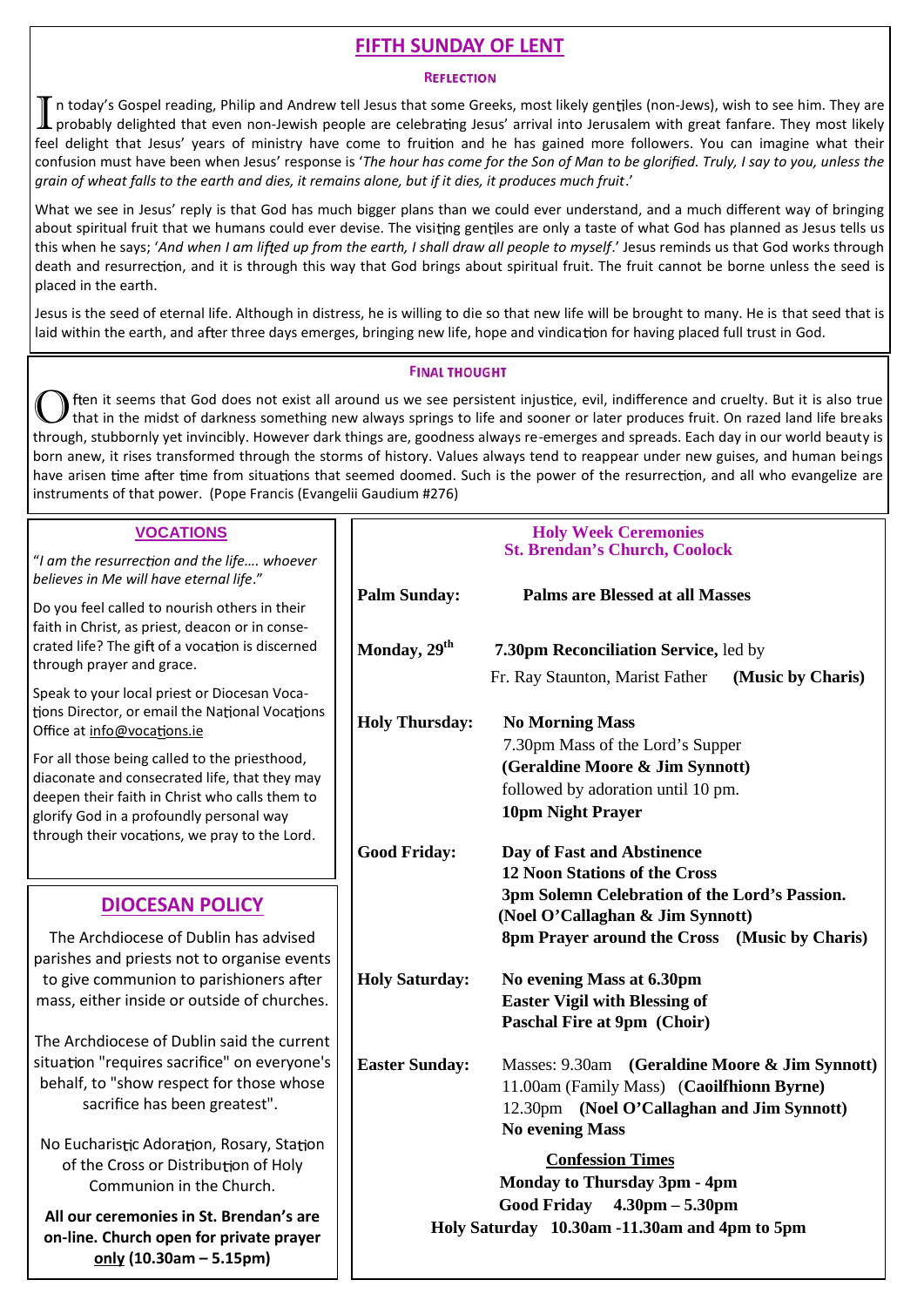# FIFTH SUNDAY OF LENT

## Reflection

In today's Gospel reading, Philip and Andrew tell Jesus that some Greeks, most likely gentiles (non-Jews), wish to see him. They are probably delighted that even non-Jewish people are celebrating Jesus' arrival into Jerusalem with great fanfare. They most likely feel delight that Jesus' years of ministry have come to fruition and he has gained more followers. You can imagine what their confusion must have been when Jesus' response is '*The hour has come for the Son of Man to be glorified. Truly, I say to you, unless the grain of wheat falls to the earth and dies, it remains alone, but if it dies, it produces much fruit*.'

What we see in Jesus' reply is that God has much bigger plans than we could ever understand, and a much different way of bringing about spiritual fruit that we humans could ever devise. The visiting gentiles are only a taste of what God has planned as Jesus tells us this when he says; '*And when I am lifted up from the earth, I shall draw all people to myself*.' Jesus reminds us that God works through death and resurrection, and it is through this way that God brings about spiritual fruit. The fruit cannot be borne unless the seed is placed in the earth.

Jesus is the seed of eternal life. Although in distress, he is willing to die so that new life will be brought to many. He is that seed that is laid within the earth, and after three days emerges, bringing new life, hope and vindication for having placed full trust in God.

## Final thought

Often it seems that God does not exist all around us we see persistent injustice, evil, indifference and cruelty. But it is also true that in the midst of darkness something new always springs to life and sooner or later produces fruit. On razed land life breaks through, stubbornly yet invincibly. However dark things are, goodness always re-emerges and spreads. Each day in our world beauty is born anew, it rises transformed through the storms of history. Values always tend to reappear under new guises, and human beings have arisen time after time from situations that seemed doomed. Such is the power of the resurrection, and all who evangelize are instruments of that power. (Pope Francis (Evangelii Gaudium #276)

## VOCATIONS

"*I am the resurrection and the life…. whoever believes in Me will have eternal life*."

Do you feel called to nourish others in their faith in Christ, as priest, deacon or in consecrated life? The gift of a vocation is discerned through prayer and grace.

Speak to your local priest or Diocesan Vocations Director, or email the National Vocations Office at info@vocations.ie

For all those being called to the priesthood, diaconate and consecrated life, that they may deepen their faith in Christ who calls them to glorify God in a profoundly personal way through their vocations, we pray to the Lord.

## DIOCESAN POLICY

The Archdiocese of Dublin has advised parishes and priests not to organise events to give communion to parishioners after mass, either inside or outside of churches.

The Archdiocese of Dublin said the current situation "requires sacrifice" on everyone's behalf, to "show respect for those whose sacrifice has been greatest".

No Eucharistic Adoration, Rosary, Station of the Cross or Distribution of Holy Communion in the Church.

**All our ceremonies in St. Brendan's are on-line. Church open for private prayer only (10.30am – 5.15pm)**

## Holy Week Ceremonies
## St. Brendan's Church, Coolock

**Palm Sunday:** **Palms are Blessed at all Masses**

**Monday, 29th** **7.30pm Reconciliation Service,** led by Fr. Ray Staunton, Marist Father **(Music by Charis)**

**Holy Thursday:** **No Morning Mass**
7.30pm Mass of the Lord's Supper
**(Geraldine Moore & Jim Synnott)**
followed by adoration until 10 pm.
**10pm Night Prayer**

**Good Friday:** **Day of Fast and Abstinence**
**12 Noon Stations of the Cross**
**3pm Solemn Celebration of the Lord's Passion.**
**(Noel O'Callaghan & Jim Synnott)**
**8pm Prayer around the Cross (Music by Charis)**

**Holy Saturday:** **No evening Mass at 6.30pm**
**Easter Vigil with Blessing of Paschal Fire at 9pm (Choir)**

**Easter Sunday:** Masses: 9.30am **(Geraldine Moore & Jim Synnott)**
11.00am (Family Mass) (**Caoilfhionn Byrne)**
12.30pm **(Noel O'Callaghan and Jim Synnott)**
**No evening Mass**

**Confession Times**

**Monday to Thursday 3pm - 4pm**
**Good Friday 4.30pm – 5.30pm**
**Holy Saturday 10.30am -11.30am and 4pm to 5pm**